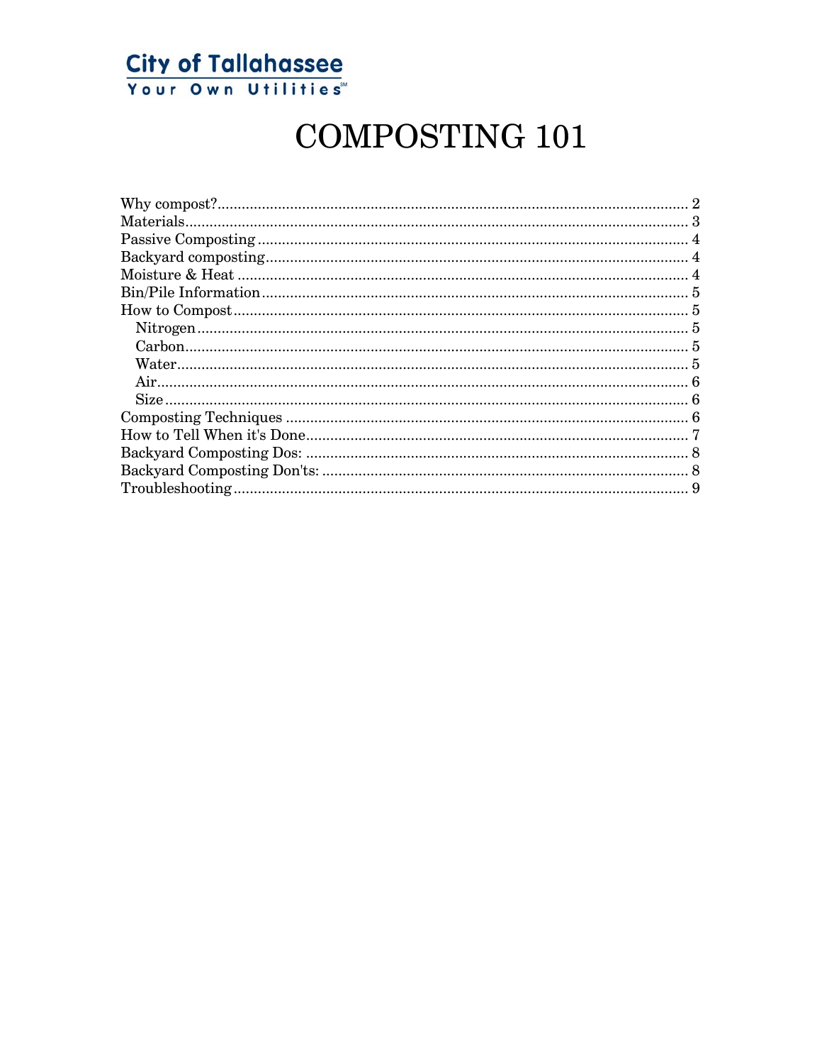**City of Tallahassee**
Your Own Utilities℠

# COMPOSTING 101

Why compost? ..... 2
Materials ..... 3
Passive Composting ..... 4
Backyard composting ..... 4
Moisture & Heat ..... 4
Bin/Pile Information ..... 5
How to Compost ..... 5
- Nitrogen ..... 5
- Carbon ..... 5
- Water ..... 5
- Air ..... 6
- Size ..... 6

Composting Techniques ..... 6
How to Tell When it's Done ..... 7
Backyard Composting Dos: ..... 8
Backyard Composting Don'ts: ..... 8
Troubleshooting ..... 9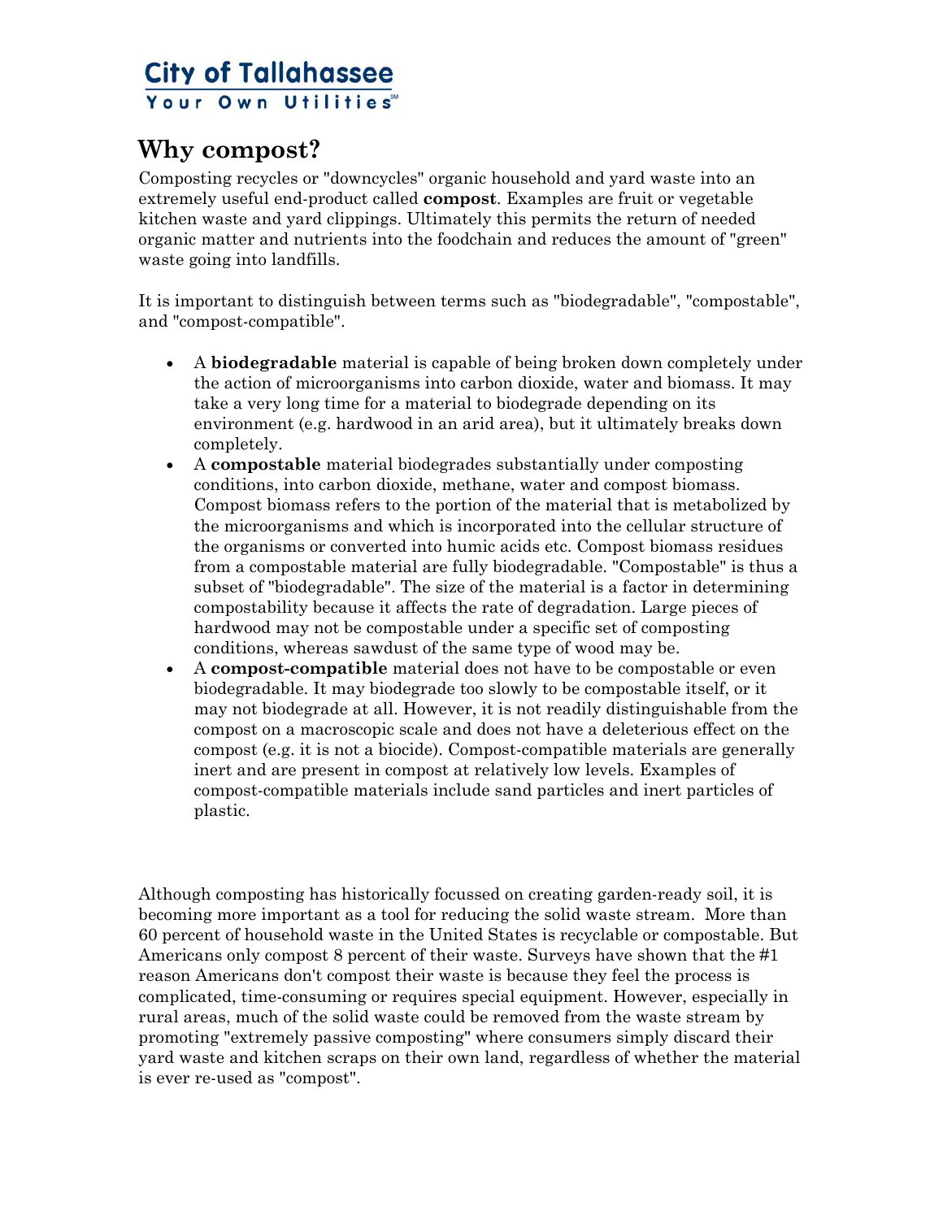**City of Tallahassee**
**Your Own Utilities**℠

# Why compost?

Composting recycles or "downcycles" organic household and yard waste into an extremely useful end-product called **compost**. Examples are fruit or vegetable kitchen waste and yard clippings. Ultimately this permits the return of needed organic matter and nutrients into the foodchain and reduces the amount of "green" waste going into landfills.

It is important to distinguish between terms such as "biodegradable", "compostable", and "compost-compatible".

- A **biodegradable** material is capable of being broken down completely under the action of microorganisms into carbon dioxide, water and biomass. It may take a very long time for a material to biodegrade depending on its environment (e.g. hardwood in an arid area), but it ultimately breaks down completely.
- A **compostable** material biodegrades substantially under composting conditions, into carbon dioxide, methane, water and compost biomass. Compost biomass refers to the portion of the material that is metabolized by the microorganisms and which is incorporated into the cellular structure of the organisms or converted into humic acids etc. Compost biomass residues from a compostable material are fully biodegradable. "Compostable" is thus a subset of "biodegradable". The size of the material is a factor in determining compostability because it affects the rate of degradation. Large pieces of hardwood may not be compostable under a specific set of composting conditions, whereas sawdust of the same type of wood may be.
- A **compost-compatible** material does not have to be compostable or even biodegradable. It may biodegrade too slowly to be compostable itself, or it may not biodegrade at all. However, it is not readily distinguishable from the compost on a macroscopic scale and does not have a deleterious effect on the compost (e.g. it is not a biocide). Compost-compatible materials are generally inert and are present in compost at relatively low levels. Examples of compost-compatible materials include sand particles and inert particles of plastic.

Although composting has historically focussed on creating garden-ready soil, it is becoming more important as a tool for reducing the solid waste stream. More than 60 percent of household waste in the United States is recyclable or compostable. But Americans only compost 8 percent of their waste. Surveys have shown that the #1 reason Americans don't compost their waste is because they feel the process is complicated, time-consuming or requires special equipment. However, especially in rural areas, much of the solid waste could be removed from the waste stream by promoting "extremely passive composting" where consumers simply discard their yard waste and kitchen scraps on their own land, regardless of whether the material is ever re-used as "compost".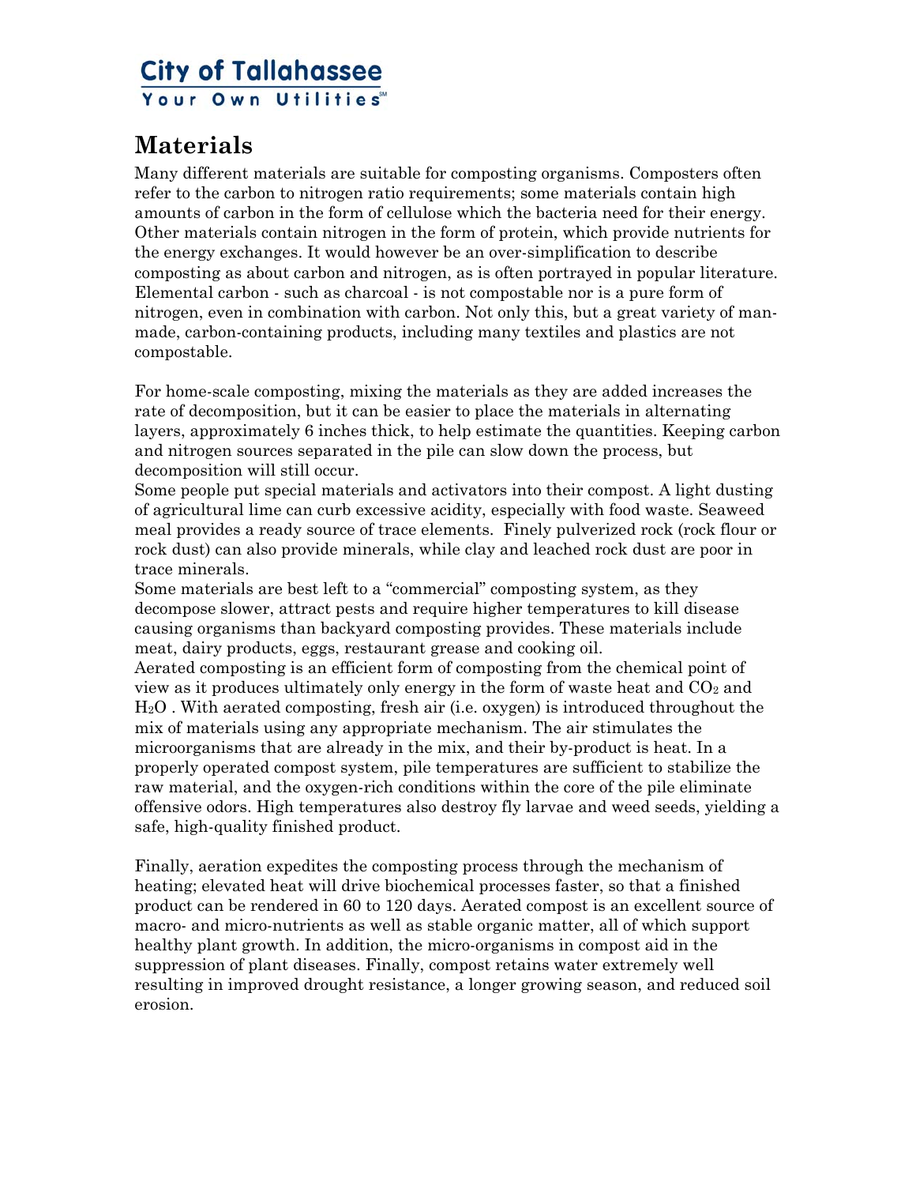## Materials

Many different materials are suitable for composting organisms. Composters often refer to the carbon to nitrogen ratio requirements; some materials contain high amounts of carbon in the form of cellulose which the bacteria need for their energy. Other materials contain nitrogen in the form of protein, which provide nutrients for the energy exchanges. It would however be an over-simplification to describe composting as about carbon and nitrogen, as is often portrayed in popular literature. Elemental carbon - such as charcoal - is not compostable nor is a pure form of nitrogen, even in combination with carbon. Not only this, but a great variety of man-made, carbon-containing products, including many textiles and plastics are not compostable.

For home-scale composting, mixing the materials as they are added increases the rate of decomposition, but it can be easier to place the materials in alternating layers, approximately 6 inches thick, to help estimate the quantities. Keeping carbon and nitrogen sources separated in the pile can slow down the process, but decomposition will still occur.

Some people put special materials and activators into their compost. A light dusting of agricultural lime can curb excessive acidity, especially with food waste. Seaweed meal provides a ready source of trace elements. Finely pulverized rock (rock flour or rock dust) can also provide minerals, while clay and leached rock dust are poor in trace minerals.

Some materials are best left to a "commercial" composting system, as they decompose slower, attract pests and require higher temperatures to kill disease causing organisms than backyard composting provides. These materials include meat, dairy products, eggs, restaurant grease and cooking oil.

Aerated composting is an efficient form of composting from the chemical point of view as it produces ultimately only energy in the form of waste heat and $CO_2$ and $H_2O$ . With aerated composting, fresh air (i.e. oxygen) is introduced throughout the mix of materials using any appropriate mechanism. The air stimulates the microorganisms that are already in the mix, and their by-product is heat. In a properly operated compost system, pile temperatures are sufficient to stabilize the raw material, and the oxygen-rich conditions within the core of the pile eliminate offensive odors. High temperatures also destroy fly larvae and weed seeds, yielding a safe, high-quality finished product.

Finally, aeration expedites the composting process through the mechanism of heating; elevated heat will drive biochemical processes faster, so that a finished product can be rendered in 60 to 120 days. Aerated compost is an excellent source of macro- and micro-nutrients as well as stable organic matter, all of which support healthy plant growth. In addition, the micro-organisms in compost aid in the suppression of plant diseases. Finally, compost retains water extremely well resulting in improved drought resistance, a longer growing season, and reduced soil erosion.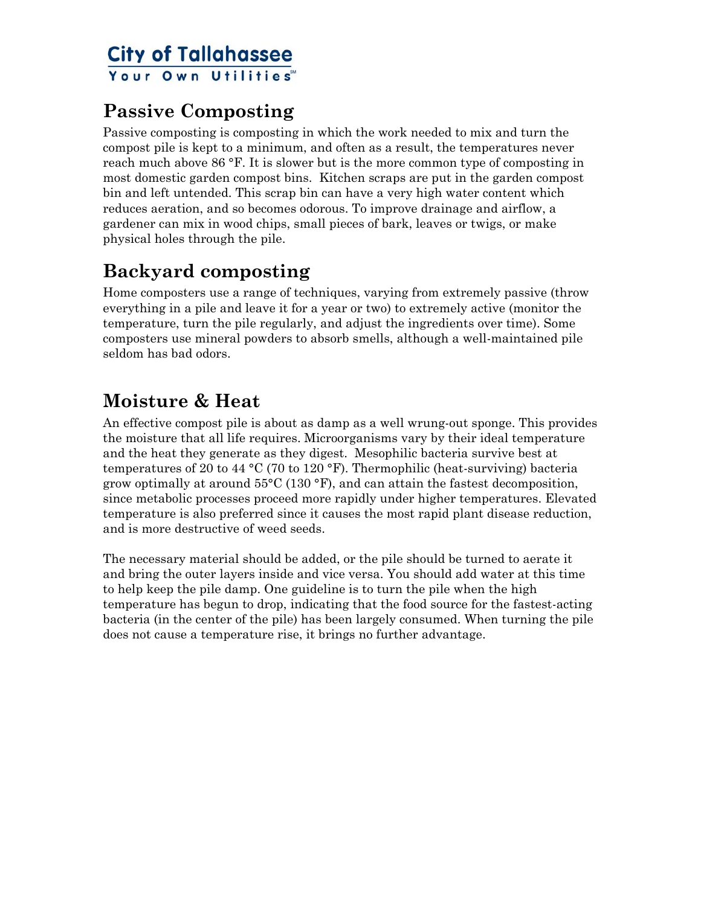## Passive Composting

Passive composting is composting in which the work needed to mix and turn the compost pile is kept to a minimum, and often as a result, the temperatures never reach much above 86 °F. It is slower but is the more common type of composting in most domestic garden compost bins. Kitchen scraps are put in the garden compost bin and left untended. This scrap bin can have a very high water content which reduces aeration, and so becomes odorous. To improve drainage and airflow, a gardener can mix in wood chips, small pieces of bark, leaves or twigs, or make physical holes through the pile.

## Backyard composting

Home composters use a range of techniques, varying from extremely passive (throw everything in a pile and leave it for a year or two) to extremely active (monitor the temperature, turn the pile regularly, and adjust the ingredients over time). Some composters use mineral powders to absorb smells, although a well-maintained pile seldom has bad odors.

## Moisture & Heat

An effective compost pile is about as damp as a well wrung-out sponge. This provides the moisture that all life requires. Microorganisms vary by their ideal temperature and the heat they generate as they digest. Mesophilic bacteria survive best at temperatures of 20 to 44 °C (70 to 120 °F). Thermophilic (heat-surviving) bacteria grow optimally at around 55°C (130 °F), and can attain the fastest decomposition, since metabolic processes proceed more rapidly under higher temperatures. Elevated temperature is also preferred since it causes the most rapid plant disease reduction, and is more destructive of weed seeds.

The necessary material should be added, or the pile should be turned to aerate it and bring the outer layers inside and vice versa. You should add water at this time to help keep the pile damp. One guideline is to turn the pile when the high temperature has begun to drop, indicating that the food source for the fastest-acting bacteria (in the center of the pile) has been largely consumed. When turning the pile does not cause a temperature rise, it brings no further advantage.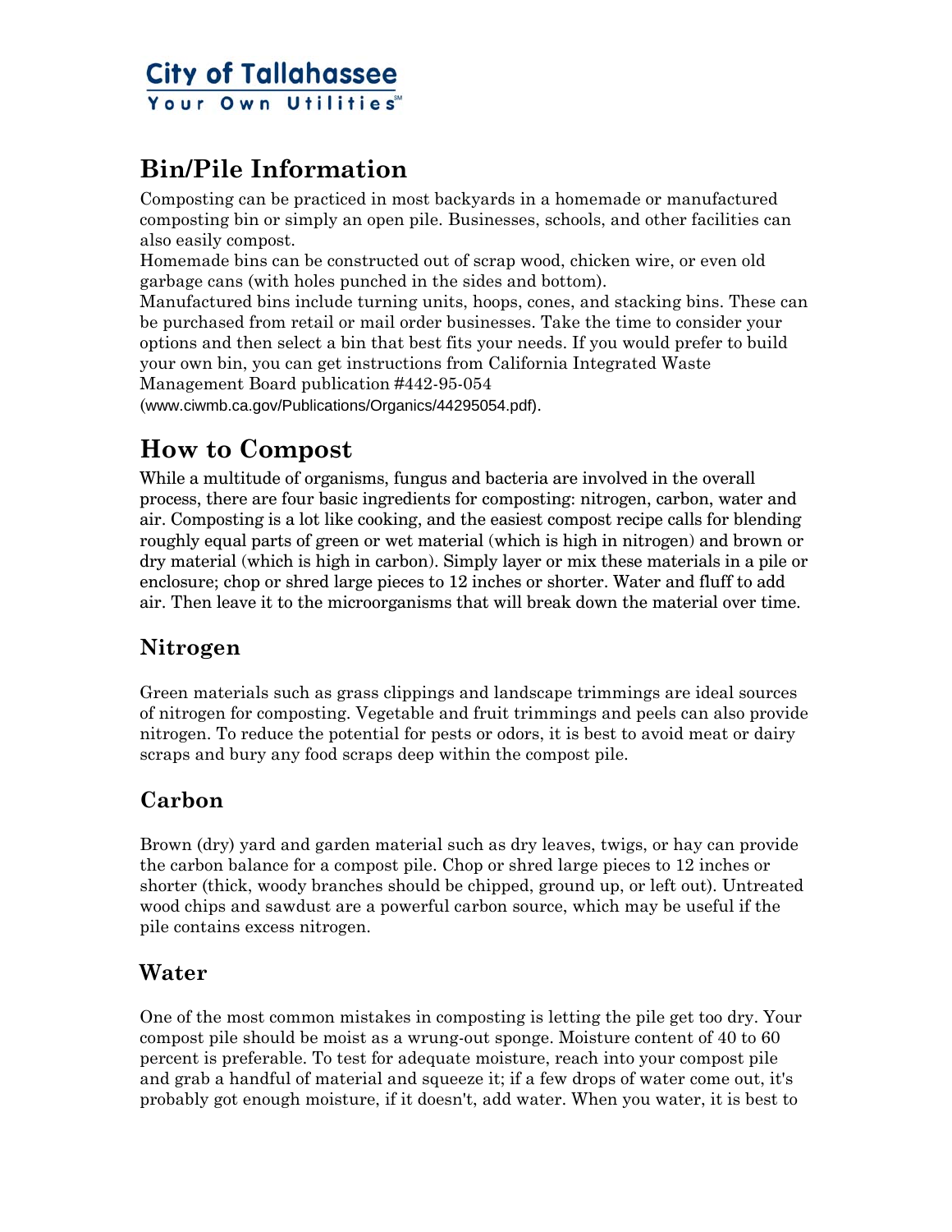City of Tallahassee
Your Own Utilities℠

# Bin/Pile Information

Composting can be practiced in most backyards in a homemade or manufactured composting bin or simply an open pile. Businesses, schools, and other facilities can also easily compost.

Homemade bins can be constructed out of scrap wood, chicken wire, or even old garbage cans (with holes punched in the sides and bottom).

Manufactured bins include turning units, hoops, cones, and stacking bins. These can be purchased from retail or mail order businesses. Take the time to consider your options and then select a bin that best fits your needs. If you would prefer to build your own bin, you can get instructions from California Integrated Waste Management Board publication #442-95-054 (www.ciwmb.ca.gov/Publications/Organics/44295054.pdf).

# How to Compost

While a multitude of organisms, fungus and bacteria are involved in the overall process, there are four basic ingredients for composting: nitrogen, carbon, water and air. Composting is a lot like cooking, and the easiest compost recipe calls for blending roughly equal parts of green or wet material (which is high in nitrogen) and brown or dry material (which is high in carbon). Simply layer or mix these materials in a pile or enclosure; chop or shred large pieces to 12 inches or shorter. Water and fluff to add air. Then leave it to the microorganisms that will break down the material over time.

## Nitrogen

Green materials such as grass clippings and landscape trimmings are ideal sources of nitrogen for composting. Vegetable and fruit trimmings and peels can also provide nitrogen. To reduce the potential for pests or odors, it is best to avoid meat or dairy scraps and bury any food scraps deep within the compost pile.

## Carbon

Brown (dry) yard and garden material such as dry leaves, twigs, or hay can provide the carbon balance for a compost pile. Chop or shred large pieces to 12 inches or shorter (thick, woody branches should be chipped, ground up, or left out). Untreated wood chips and sawdust are a powerful carbon source, which may be useful if the pile contains excess nitrogen.

## Water

One of the most common mistakes in composting is letting the pile get too dry. Your compost pile should be moist as a wrung-out sponge. Moisture content of 40 to 60 percent is preferable. To test for adequate moisture, reach into your compost pile and grab a handful of material and squeeze it; if a few drops of water come out, it's probably got enough moisture, if it doesn't, add water. When you water, it is best to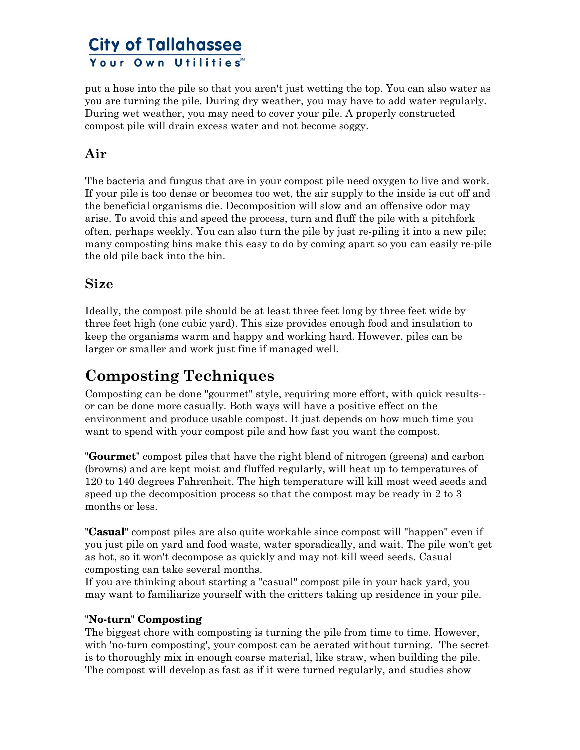put a hose into the pile so that you aren't just wetting the top. You can also water as you are turning the pile. During dry weather, you may have to add water regularly. During wet weather, you may need to cover your pile. A properly constructed compost pile will drain excess water and not become soggy.

## Air

The bacteria and fungus that are in your compost pile need oxygen to live and work. If your pile is too dense or becomes too wet, the air supply to the inside is cut off and the beneficial organisms die. Decomposition will slow and an offensive odor may arise. To avoid this and speed the process, turn and fluff the pile with a pitchfork often, perhaps weekly. You can also turn the pile by just re-piling it into a new pile; many composting bins make this easy to do by coming apart so you can easily re-pile the old pile back into the bin.

## Size

Ideally, the compost pile should be at least three feet long by three feet wide by three feet high (one cubic yard). This size provides enough food and insulation to keep the organisms warm and happy and working hard. However, piles can be larger or smaller and work just fine if managed well.

# Composting Techniques

Composting can be done "gourmet" style, requiring more effort, with quick results--or can be done more casually. Both ways will have a positive effect on the environment and produce usable compost. It just depends on how much time you want to spend with your compost pile and how fast you want the compost.

"**Gourmet**" compost piles that have the right blend of nitrogen (greens) and carbon (browns) and are kept moist and fluffed regularly, will heat up to temperatures of 120 to 140 degrees Fahrenheit. The high temperature will kill most weed seeds and speed up the decomposition process so that the compost may be ready in 2 to 3 months or less.

"**Casual**" compost piles are also quite workable since compost will "happen" even if you just pile on yard and food waste, water sporadically, and wait. The pile won't get as hot, so it won't decompose as quickly and may not kill weed seeds. Casual composting can take several months.
If you are thinking about starting a "casual" compost pile in your back yard, you may want to familiarize yourself with the critters taking up residence in your pile.

**"No-turn" Composting**
The biggest chore with composting is turning the pile from time to time. However, with 'no-turn composting', your compost can be aerated without turning. The secret is to thoroughly mix in enough coarse material, like straw, when building the pile. The compost will develop as fast as if it were turned regularly, and studies show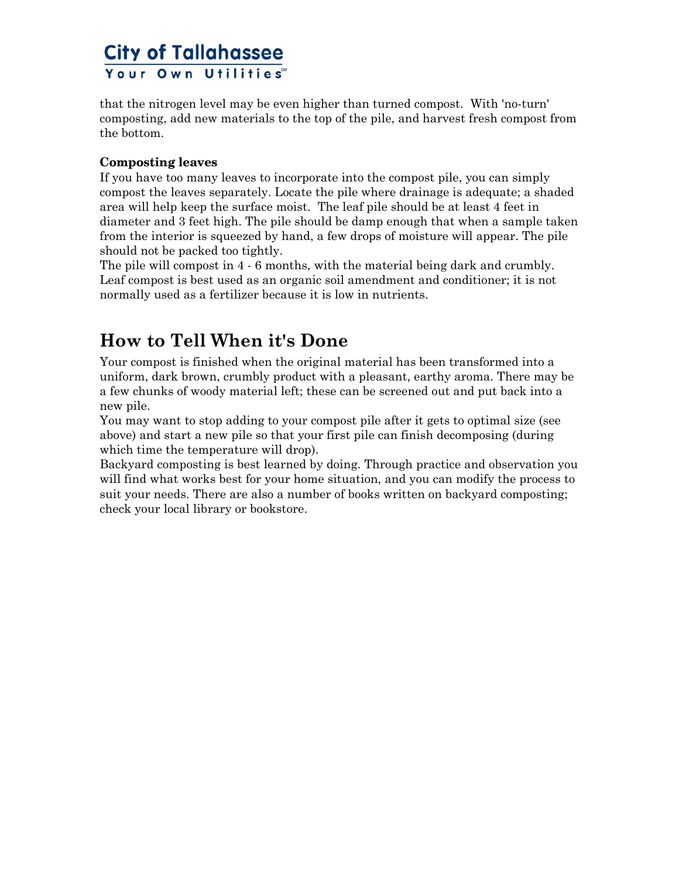that the nitrogen level may be even higher than turned compost. With 'no-turn' composting, add new materials to the top of the pile, and harvest fresh compost from the bottom.

**Composting leaves**

If you have too many leaves to incorporate into the compost pile, you can simply compost the leaves separately. Locate the pile where drainage is adequate; a shaded area will help keep the surface moist. The leaf pile should be at least 4 feet in diameter and 3 feet high. The pile should be damp enough that when a sample taken from the interior is squeezed by hand, a few drops of moisture will appear. The pile should not be packed too tightly.

The pile will compost in 4 - 6 months, with the material being dark and crumbly. Leaf compost is best used as an organic soil amendment and conditioner; it is not normally used as a fertilizer because it is low in nutrients.

## How to Tell When it's Done

Your compost is finished when the original material has been transformed into a uniform, dark brown, crumbly product with a pleasant, earthy aroma. There may be a few chunks of woody material left; these can be screened out and put back into a new pile.

You may want to stop adding to your compost pile after it gets to optimal size (see above) and start a new pile so that your first pile can finish decomposing (during which time the temperature will drop).

Backyard composting is best learned by doing. Through practice and observation you will find what works best for your home situation, and you can modify the process to suit your needs. There are also a number of books written on backyard composting; check your local library or bookstore.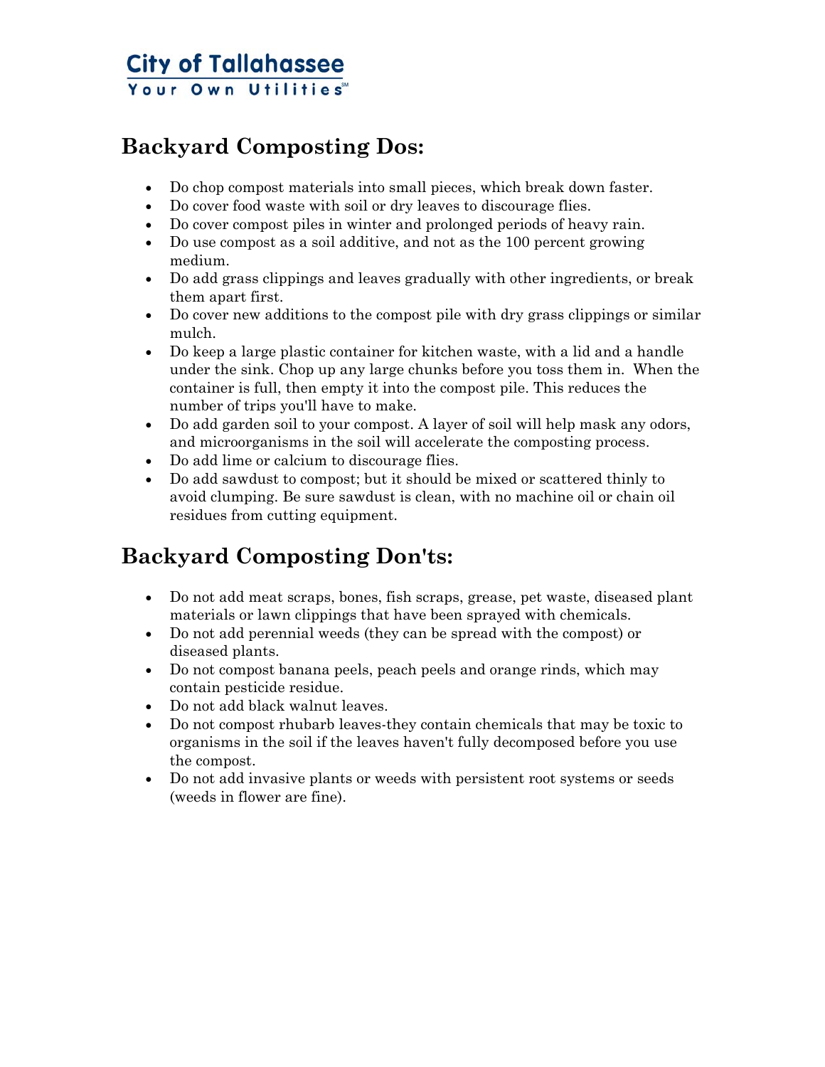City of Tallahassee
Your Own Utilities

## Backyard Composting Dos:

- Do chop compost materials into small pieces, which break down faster.
- Do cover food waste with soil or dry leaves to discourage flies.
- Do cover compost piles in winter and prolonged periods of heavy rain.
- Do use compost as a soil additive, and not as the 100 percent growing medium.
- Do add grass clippings and leaves gradually with other ingredients, or break them apart first.
- Do cover new additions to the compost pile with dry grass clippings or similar mulch.
- Do keep a large plastic container for kitchen waste, with a lid and a handle under the sink. Chop up any large chunks before you toss them in. When the container is full, then empty it into the compost pile. This reduces the number of trips you'll have to make.
- Do add garden soil to your compost. A layer of soil will help mask any odors, and microorganisms in the soil will accelerate the composting process.
- Do add lime or calcium to discourage flies.
- Do add sawdust to compost; but it should be mixed or scattered thinly to avoid clumping. Be sure sawdust is clean, with no machine oil or chain oil residues from cutting equipment.

## Backyard Composting Don'ts:

- Do not add meat scraps, bones, fish scraps, grease, pet waste, diseased plant materials or lawn clippings that have been sprayed with chemicals.
- Do not add perennial weeds (they can be spread with the compost) or diseased plants.
- Do not compost banana peels, peach peels and orange rinds, which may contain pesticide residue.
- Do not add black walnut leaves.
- Do not compost rhubarb leaves-they contain chemicals that may be toxic to organisms in the soil if the leaves haven't fully decomposed before you use the compost.
- Do not add invasive plants or weeds with persistent root systems or seeds (weeds in flower are fine).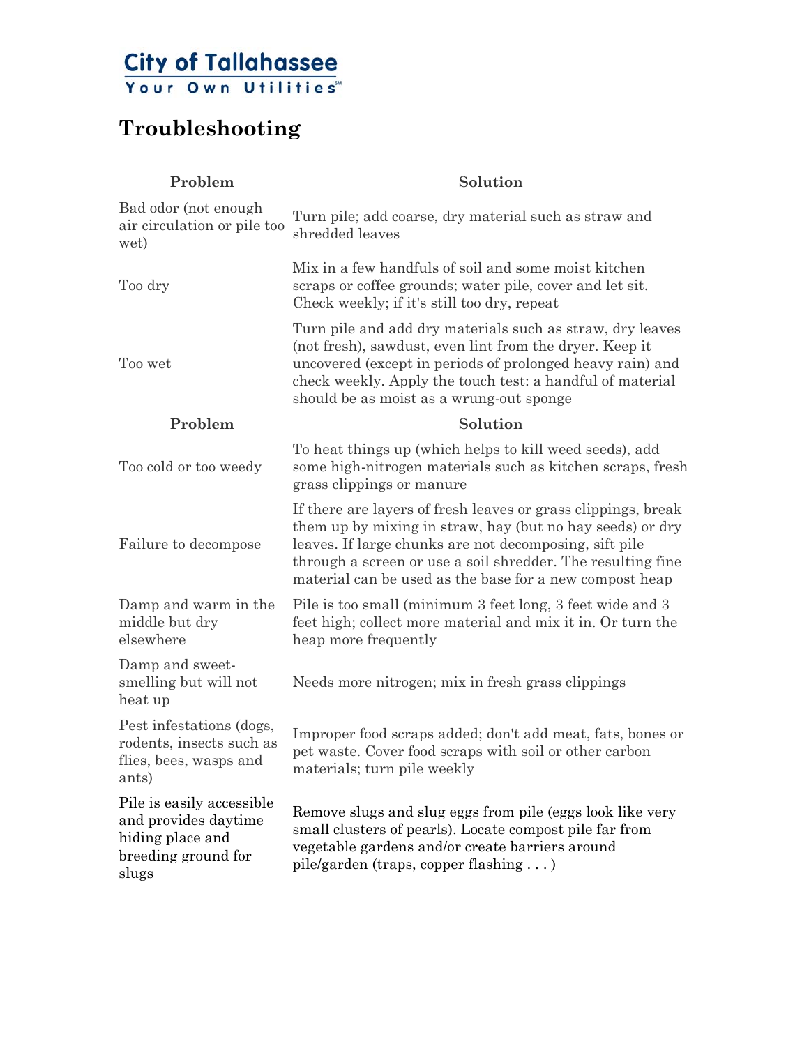City of Tallahassee
Your Own Utilities℠

# Troubleshooting

| Problem | Solution |
| --- | --- |
| Bad odor (not enough air circulation or pile too wet) | Turn pile; add coarse, dry material such as straw and shredded leaves |
| Too dry | Mix in a few handfuls of soil and some moist kitchen scraps or coffee grounds; water pile, cover and let sit. Check weekly; if it's still too dry, repeat |
| Too wet | Turn pile and add dry materials such as straw, dry leaves (not fresh), sawdust, even lint from the dryer. Keep it uncovered (except in periods of prolonged heavy rain) and check weekly. Apply the touch test: a handful of material should be as moist as a wrung-out sponge |
| **Problem** | **Solution** |
| Too cold or too weedy | To heat things up (which helps to kill weed seeds), add some high-nitrogen materials such as kitchen scraps, fresh grass clippings or manure |
| Failure to decompose | If there are layers of fresh leaves or grass clippings, break them up by mixing in straw, hay (but no hay seeds) or dry leaves. If large chunks are not decomposing, sift pile through a screen or use a soil shredder. The resulting fine material can be used as the base for a new compost heap |
| Damp and warm in the middle but dry elsewhere | Pile is too small (minimum 3 feet long, 3 feet wide and 3 feet high; collect more material and mix it in. Or turn the heap more frequently |
| Damp and sweet-smelling but will not heat up | Needs more nitrogen; mix in fresh grass clippings |
| Pest infestations (dogs, rodents, insects such as flies, bees, wasps and ants) | Improper food scraps added; don't add meat, fats, bones or pet waste. Cover food scraps with soil or other carbon materials; turn pile weekly |
| Pile is easily accessible and provides daytime hiding place and breeding ground for slugs | Remove slugs and slug eggs from pile (eggs look like very small clusters of pearls). Locate compost pile far from vegetable gardens and/or create barriers around pile/garden (traps, copper flashing . . . ) |